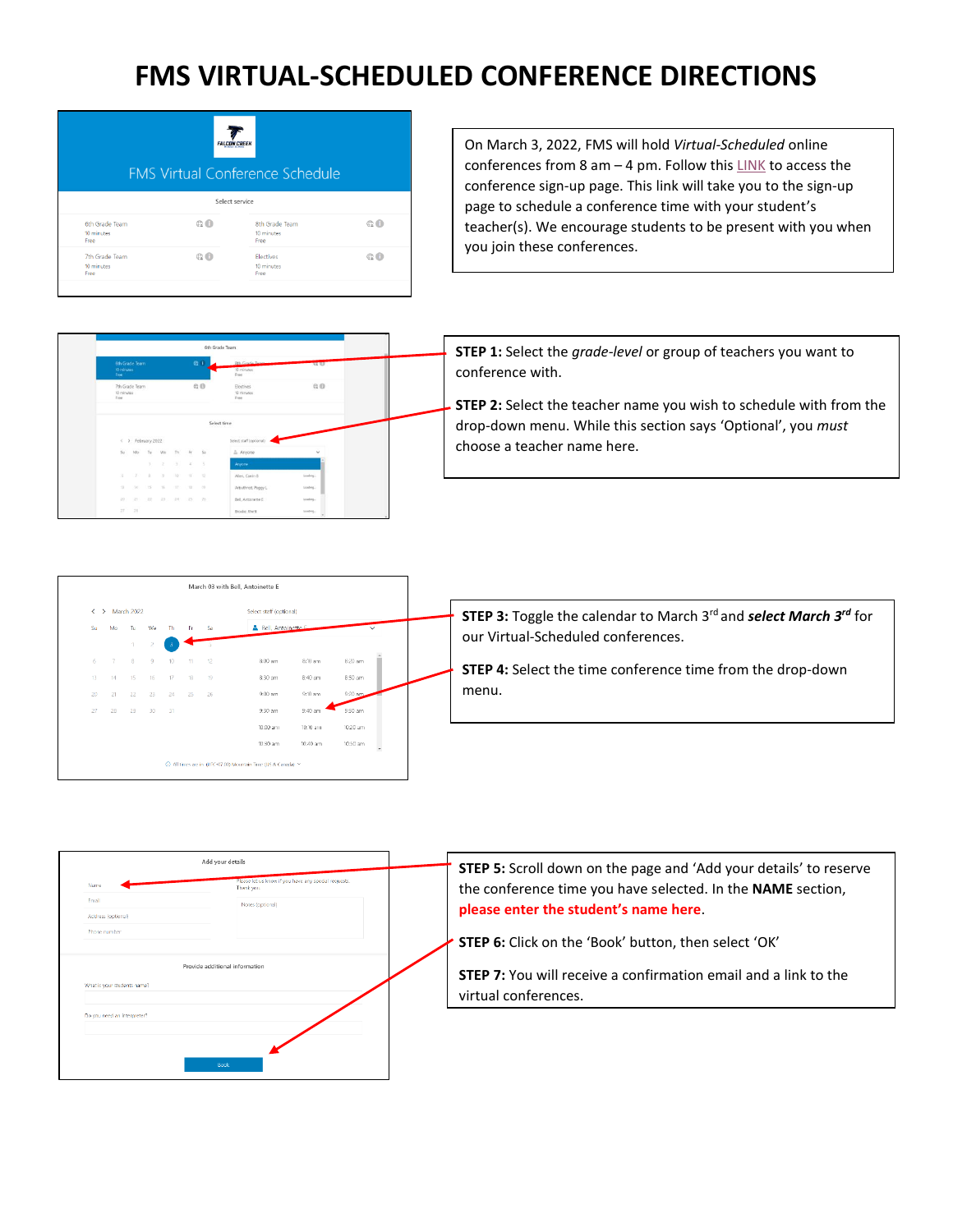# FMS VIRTUAL-SCHEDULED CONFERENCE DIRECTIONS

On March 3, 2022, FMS will hold *Virtual-Scheduled* online conferences from 8 am – 4 pm. Follow this LINK to access the conference sign-up page. This link will take you to the sign-up page to schedule a conference time with your student's teacher(s). We encourage students to be present with you when you join these conferences.

**STEP 1:** Select the *grade-level* or group of teachers you want to conference with.

**STEP 2:** Select the teacher name you wish to schedule with from the drop-down menu. While this section says 'Optional', you *must* choose a teacher name here.

**STEP 3:** Toggle the calendar to March 3rd and ***select March 3rd*** for our Virtual-Scheduled conferences.

**STEP 4:** Select the time conference time from the drop-down menu.

**STEP 5:** Scroll down on the page and 'Add your details' to reserve the conference time you have selected. In the **NAME** section, please enter the student's name here.

**STEP 6:** Click on the 'Book' button, then select 'OK'

**STEP 7:** You will receive a confirmation email and a link to the virtual conferences.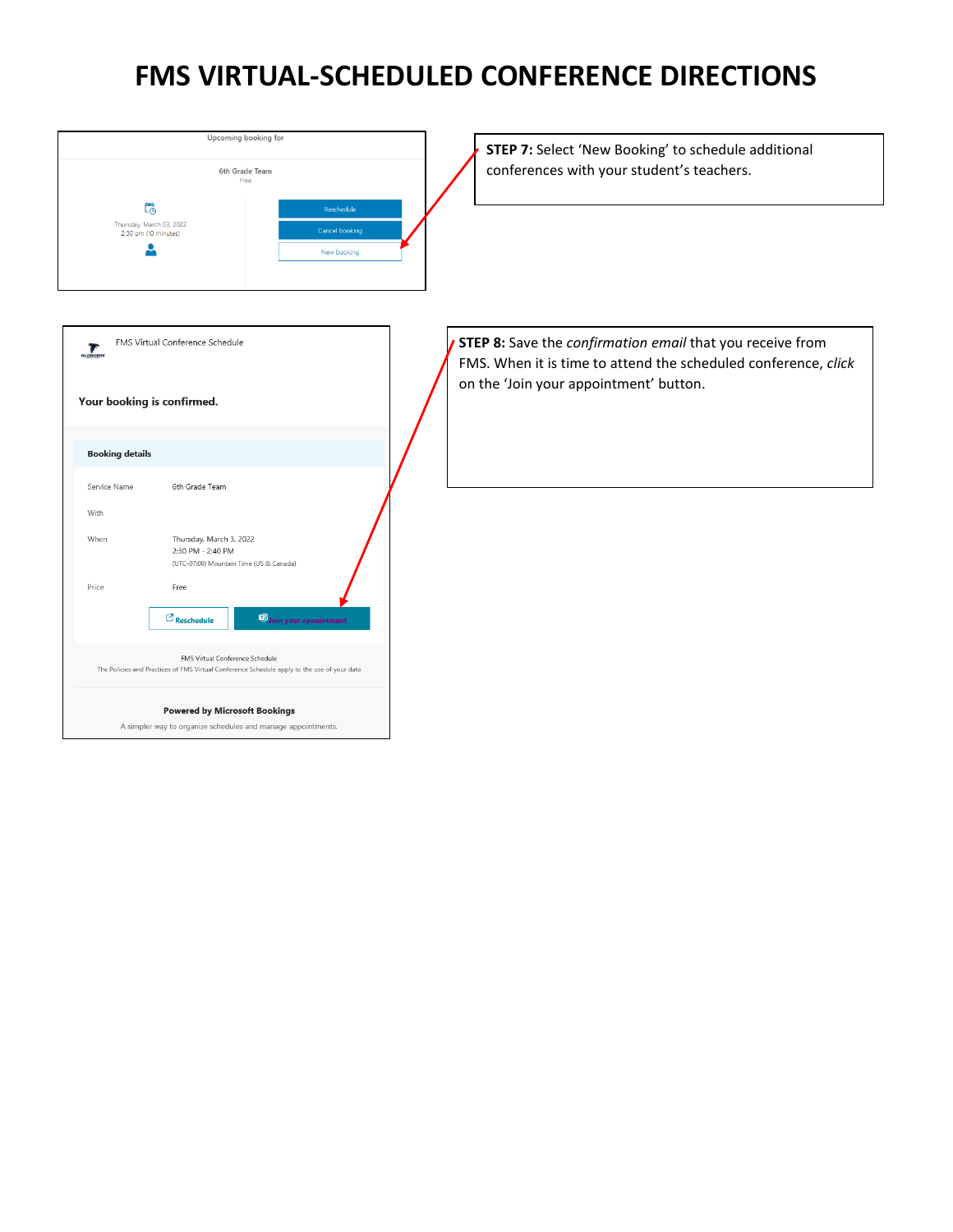# FMS VIRTUAL-SCHEDULED CONFERENCE DIRECTIONS

Upcoming booking for

6th Grade Team

Free

Thursday, March 03, 2022
2:30 pm (10 minutes)

Reschedule

Cancel booking

New booking

**STEP 7:** Select 'New Booking' to schedule additional conferences with your student's teachers.

FMS Virtual Conference Schedule

**Your booking is confirmed.**

**Booking details**

| | |
|---|---|
| Service Name | 6th Grade Team |
| With | |
| When | Thursday, March 3, 2022<br>2:30 PM - 2:40 PM<br>(UTC-07:00) Mountain Time (US & Canada) |
| Price | Free |

Reschedule

Join your appointment

FMS Virtual Conference Schedule

The Policies and Practices of FMS Virtual Conference Schedule apply to the use of your data

**Powered by Microsoft Bookings**

A simpler way to organize schedules and manage appointments.

**STEP 8:** Save the *confirmation email* that you receive from FMS. When it is time to attend the scheduled conference, *click* on the 'Join your appointment' button.